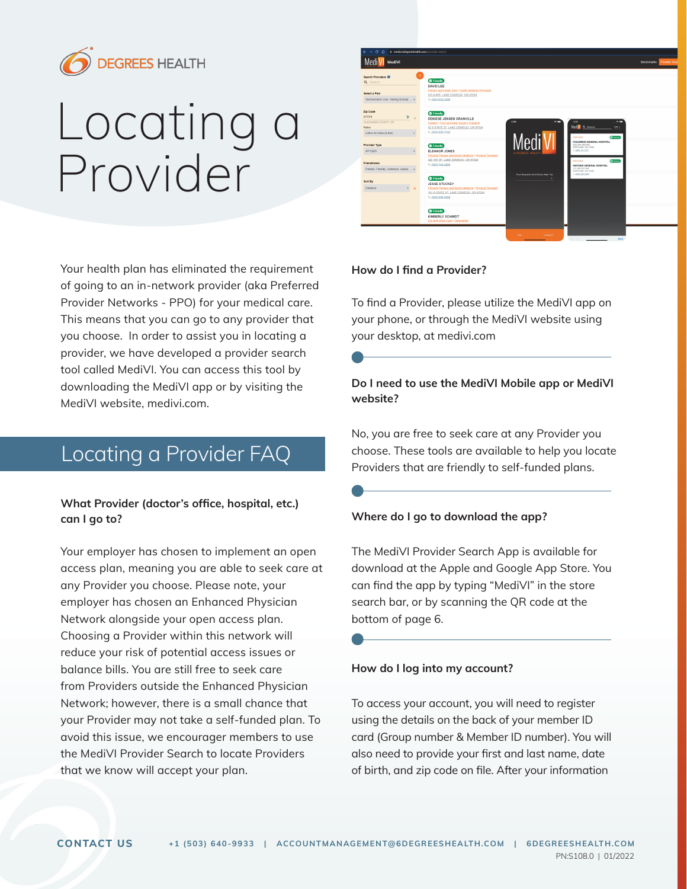6 DEGREES HEALTH

# Locating a Provider

Your health plan has eliminated the requirement of going to an in-network provider (aka Preferred Provider Networks - PPO) for your medical care. This means that you can go to any provider that you choose. In order to assist you in locating a provider, we have developed a provider search tool called MediVI. You can access this tool by downloading the MediVI app or by visiting the MediVI website, medivi.com.

## Locating a Provider FAQ

**What Provider (doctor's office, hospital, etc.) can I go to?**

Your employer has chosen to implement an open access plan, meaning you are able to seek care at any Provider you choose. Please note, your employer has chosen an Enhanced Physician Network alongside your open access plan. Choosing a Provider within this network will reduce your risk of potential access issues or balance bills. You are still free to seek care from Providers outside the Enhanced Physician Network; however, there is a small chance that your Provider may not take a self-funded plan. To avoid this issue, we encourager members to use the MediVI Provider Search to locate Providers that we know will accept your plan.

**How do I find a Provider?**

To find a Provider, please utilize the MediVI app on your phone, or through the MediVI website using your desktop, at medivi.com

**Do I need to use the MediVI Mobile app or MediVI website?**

No, you are free to seek care at any Provider you choose. These tools are available to help you locate Providers that are friendly to self-funded plans.

**Where do I go to download the app?**

The MediVI Provider Search App is available for download at the Apple and Google App Store. You can find the app by typing "MediVI" in the store search bar, or by scanning the QR code at the bottom of page 6.

**How do I log into my account?**

To access your account, you will need to register using the details on the back of your member ID card (Group number & Member ID number). You will also need to provide your first and last name, date of birth, and zip code on file. After your information

**CONTACT US** +1 (503) 640-9933 | ACCOUNTMANAGEMENT@6DEGREESHEALTH.COM | 6DEGREESHEALTH.COM

PN:S108.0 | 01/2022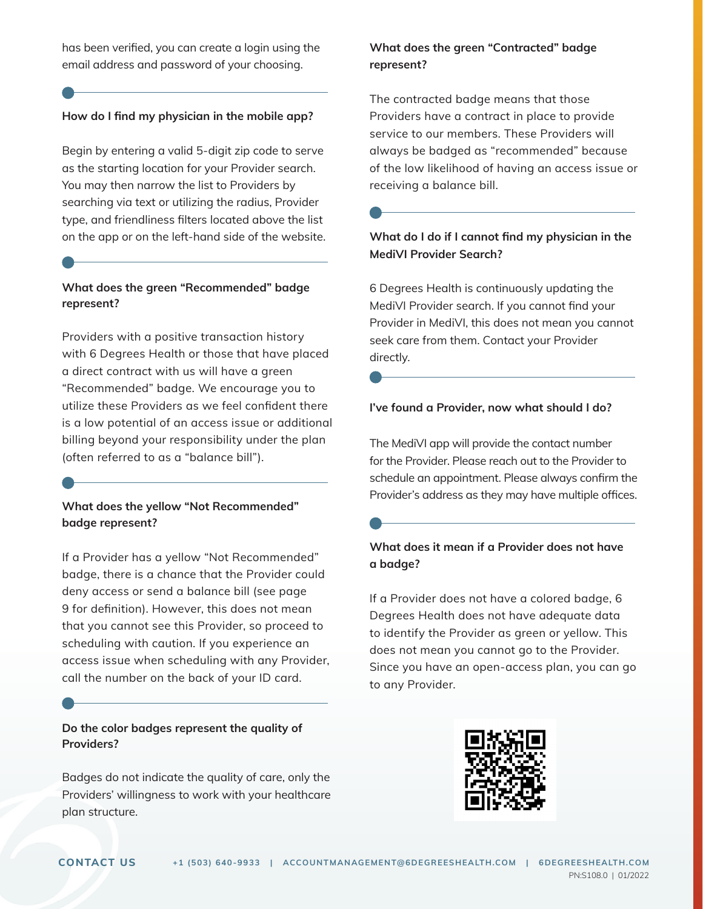has been verified, you can create a login using the email address and password of your choosing.

### How do I find my physician in the mobile app?

Begin by entering a valid 5-digit zip code to serve as the starting location for your Provider search. You may then narrow the list to Providers by searching via text or utilizing the radius, Provider type, and friendliness filters located above the list on the app or on the left-hand side of the website.

### What does the green "Recommended" badge represent?

Providers with a positive transaction history with 6 Degrees Health or those that have placed a direct contract with us will have a green "Recommended" badge. We encourage you to utilize these Providers as we feel confident there is a low potential of an access issue or additional billing beyond your responsibility under the plan (often referred to as a "balance bill").

### What does the yellow "Not Recommended" badge represent?

If a Provider has a yellow "Not Recommended" badge, there is a chance that the Provider could deny access or send a balance bill (see page 9 for definition). However, this does not mean that you cannot see this Provider, so proceed to scheduling with caution. If you experience an access issue when scheduling with any Provider, call the number on the back of your ID card.

### Do the color badges represent the quality of Providers?

Badges do not indicate the quality of care, only the Providers' willingness to work with your healthcare plan structure.

### What does the green "Contracted" badge represent?

The contracted badge means that those Providers have a contract in place to provide service to our members. These Providers will always be badged as "recommended" because of the low likelihood of having an access issue or receiving a balance bill.

### What do I do if I cannot find my physician in the MediVI Provider Search?

6 Degrees Health is continuously updating the MediVI Provider search. If you cannot find your Provider in MediVI, this does not mean you cannot seek care from them. Contact your Provider directly.

### I've found a Provider, now what should I do?

The MediVI app will provide the contact number for the Provider. Please reach out to the Provider to schedule an appointment. Please always confirm the Provider's address as they may have multiple offices.

### What does it mean if a Provider does not have a badge?

If a Provider does not have a colored badge, 6 Degrees Health does not have adequate data to identify the Provider as green or yellow. This does not mean you cannot go to the Provider. Since you have an open-access plan, you can go to any Provider.

**CONTACT US** +1 (503) 640-9933 | ACCOUNTMANAGEMENT@6DEGREESHEALTH.COM | 6DEGREESHEALTH.COM

PN:S108.0 | 01/2022